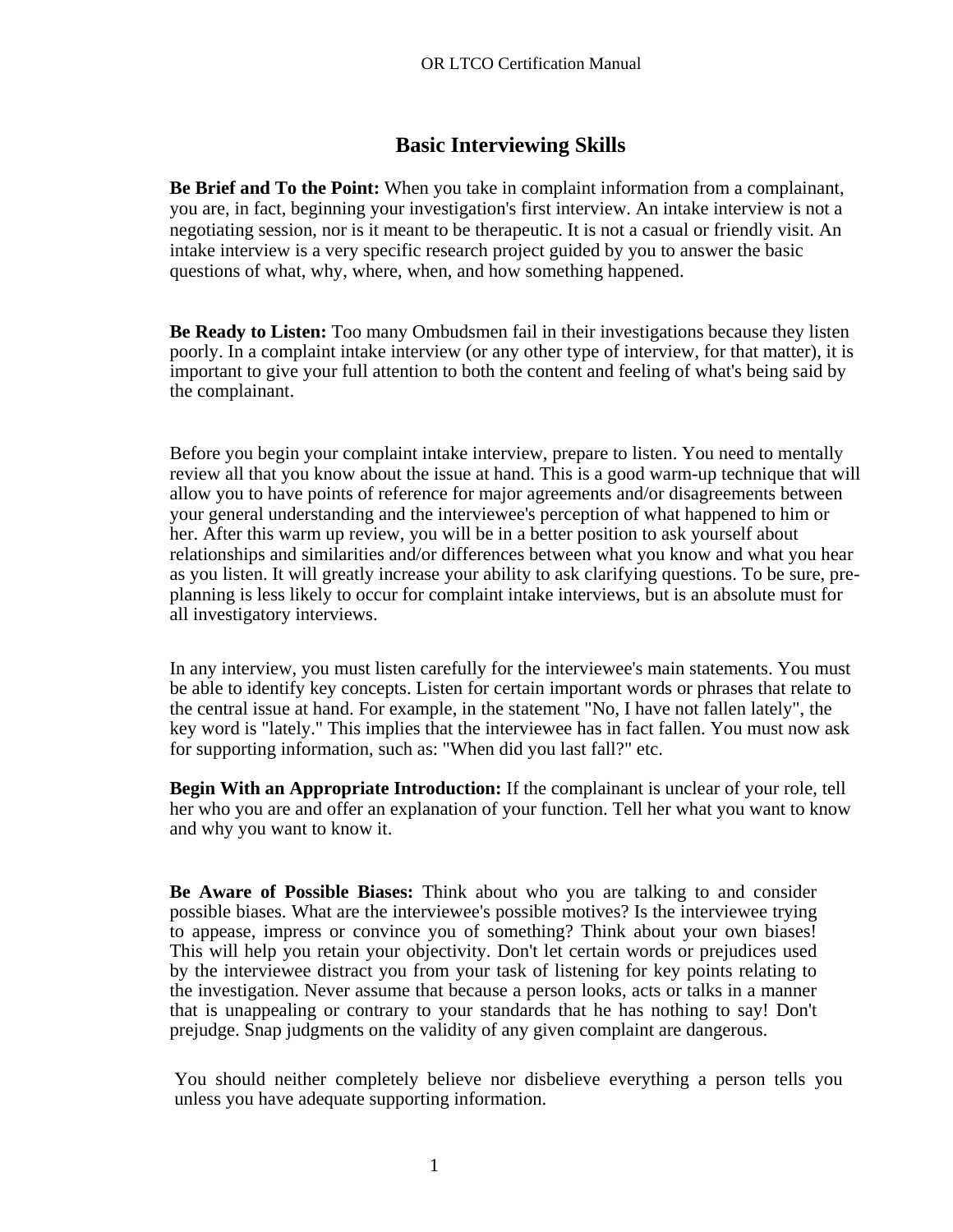# Basic Interviewing Skills

**Be Brief and To the Point:** When you take in complaint information from a complainant, you are, in fact, beginning your investigation's first interview. An intake interview is not a negotiating session, nor is it meant to be therapeutic. It is not a casual or friendly visit. An intake interview is a very specific research project guided by you to answer the basic questions of what, why, where, when, and how something happened.

**Be Ready to Listen:** Too many Ombudsmen fail in their investigations because they listen poorly. In a complaint intake interview (or any other type of interview, for that matter), it is important to give your full attention to both the content and feeling of what's being said by the complainant.

Before you begin your complaint intake interview, prepare to listen. You need to mentally review all that you know about the issue at hand. This is a good warm-up technique that will allow you to have points of reference for major agreements and/or disagreements between your general understanding and the interviewee's perception of what happened to him or her. After this warm up review, you will be in a better position to ask yourself about relationships and similarities and/or differences between what you know and what you hear as you listen. It will greatly increase your ability to ask clarifying questions. To be sure, pre-planning is less likely to occur for complaint intake interviews, but is an absolute must for all investigatory interviews.

In any interview, you must listen carefully for the interviewee's main statements. You must be able to identify key concepts. Listen for certain important words or phrases that relate to the central issue at hand. For example, in the statement "No, I have not fallen lately", the key word is "lately." This implies that the interviewee has in fact fallen. You must now ask for supporting information, such as: "When did you last fall?" etc.

**Begin With an Appropriate Introduction:** If the complainant is unclear of your role, tell her who you are and offer an explanation of your function. Tell her what you want to know and why you want to know it.

**Be Aware of Possible Biases:** Think about who you are talking to and consider possible biases. What are the interviewee's possible motives? Is the interviewee trying to appease, impress or convince you of something? Think about your own biases! This will help you retain your objectivity. Don't let certain words or prejudices used by the interviewee distract you from your task of listening for key points relating to the investigation. Never assume that because a person looks, acts or talks in a manner that is unappealing or contrary to your standards that he has nothing to say! Don't prejudge. Snap judgments on the validity of any given complaint are dangerous.

You should neither completely believe nor disbelieve everything a person tells you unless you have adequate supporting information.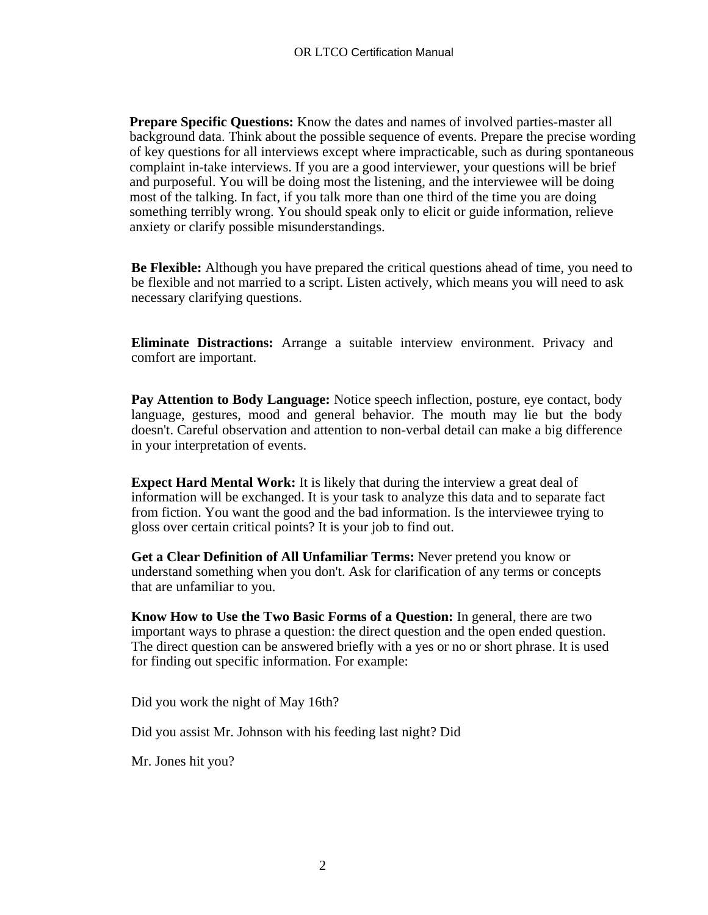**Prepare Specific Questions:** Know the dates and names of involved parties-master all background data. Think about the possible sequence of events. Prepare the precise wording of key questions for all interviews except where impracticable, such as during spontaneous complaint in-take interviews. If you are a good interviewer, your questions will be brief and purposeful. You will be doing most the listening, and the interviewee will be doing most of the talking. In fact, if you talk more than one third of the time you are doing something terribly wrong. You should speak only to elicit or guide information, relieve anxiety or clarify possible misunderstandings.

**Be Flexible:** Although you have prepared the critical questions ahead of time, you need to be flexible and not married to a script. Listen actively, which means you will need to ask necessary clarifying questions.

**Eliminate Distractions:** Arrange a suitable interview environment. Privacy and comfort are important.

**Pay Attention to Body Language:** Notice speech inflection, posture, eye contact, body language, gestures, mood and general behavior. The mouth may lie but the body doesn't. Careful observation and attention to non-verbal detail can make a big difference in your interpretation of events.

**Expect Hard Mental Work:** It is likely that during the interview a great deal of information will be exchanged. It is your task to analyze this data and to separate fact from fiction. You want the good and the bad information. Is the interviewee trying to gloss over certain critical points? It is your job to find out.

**Get a Clear Definition of All Unfamiliar Terms:** Never pretend you know or understand something when you don't. Ask for clarification of any terms or concepts that are unfamiliar to you.

**Know How to Use the Two Basic Forms of a Question:** In general, there are two important ways to phrase a question: the direct question and the open ended question. The direct question can be answered briefly with a yes or no or short phrase. It is used for finding out specific information. For example:

Did you work the night of May 16th?

Did you assist Mr. Johnson with his feeding last night? Did

Mr. Jones hit you?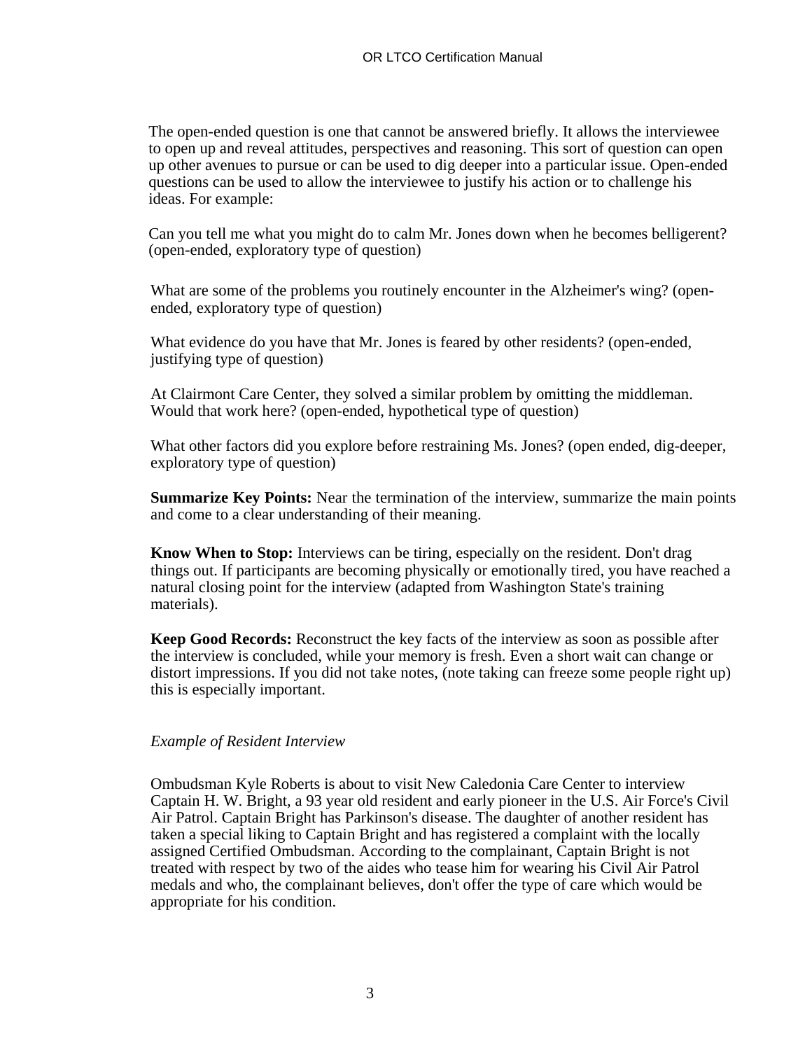The open-ended question is one that cannot be answered briefly. It allows the interviewee to open up and reveal attitudes, perspectives and reasoning. This sort of question can open up other avenues to pursue or can be used to dig deeper into a particular issue. Open-ended questions can be used to allow the interviewee to justify his action or to challenge his ideas. For example:

Can you tell me what you might do to calm Mr. Jones down when he becomes belligerent? (open-ended, exploratory type of question)

What are some of the problems you routinely encounter in the Alzheimer's wing? (open-ended, exploratory type of question)

What evidence do you have that Mr. Jones is feared by other residents? (open-ended, justifying type of question)

At Clairmont Care Center, they solved a similar problem by omitting the middleman. Would that work here? (open-ended, hypothetical type of question)

What other factors did you explore before restraining Ms. Jones? (open ended, dig-deeper, exploratory type of question)

**Summarize Key Points:** Near the termination of the interview, summarize the main points and come to a clear understanding of their meaning.

**Know When to Stop:** Interviews can be tiring, especially on the resident. Don't drag things out. If participants are becoming physically or emotionally tired, you have reached a natural closing point for the interview (adapted from Washington State's training materials).

**Keep Good Records:** Reconstruct the key facts of the interview as soon as possible after the interview is concluded, while your memory is fresh. Even a short wait can change or distort impressions. If you did not take notes, (note taking can freeze some people right up) this is especially important.

*Example of Resident Interview*

Ombudsman Kyle Roberts is about to visit New Caledonia Care Center to interview Captain H. W. Bright, a 93 year old resident and early pioneer in the U.S. Air Force's Civil Air Patrol. Captain Bright has Parkinson's disease. The daughter of another resident has taken a special liking to Captain Bright and has registered a complaint with the locally assigned Certified Ombudsman. According to the complainant, Captain Bright is not treated with respect by two of the aides who tease him for wearing his Civil Air Patrol medals and who, the complainant believes, don't offer the type of care which would be appropriate for his condition.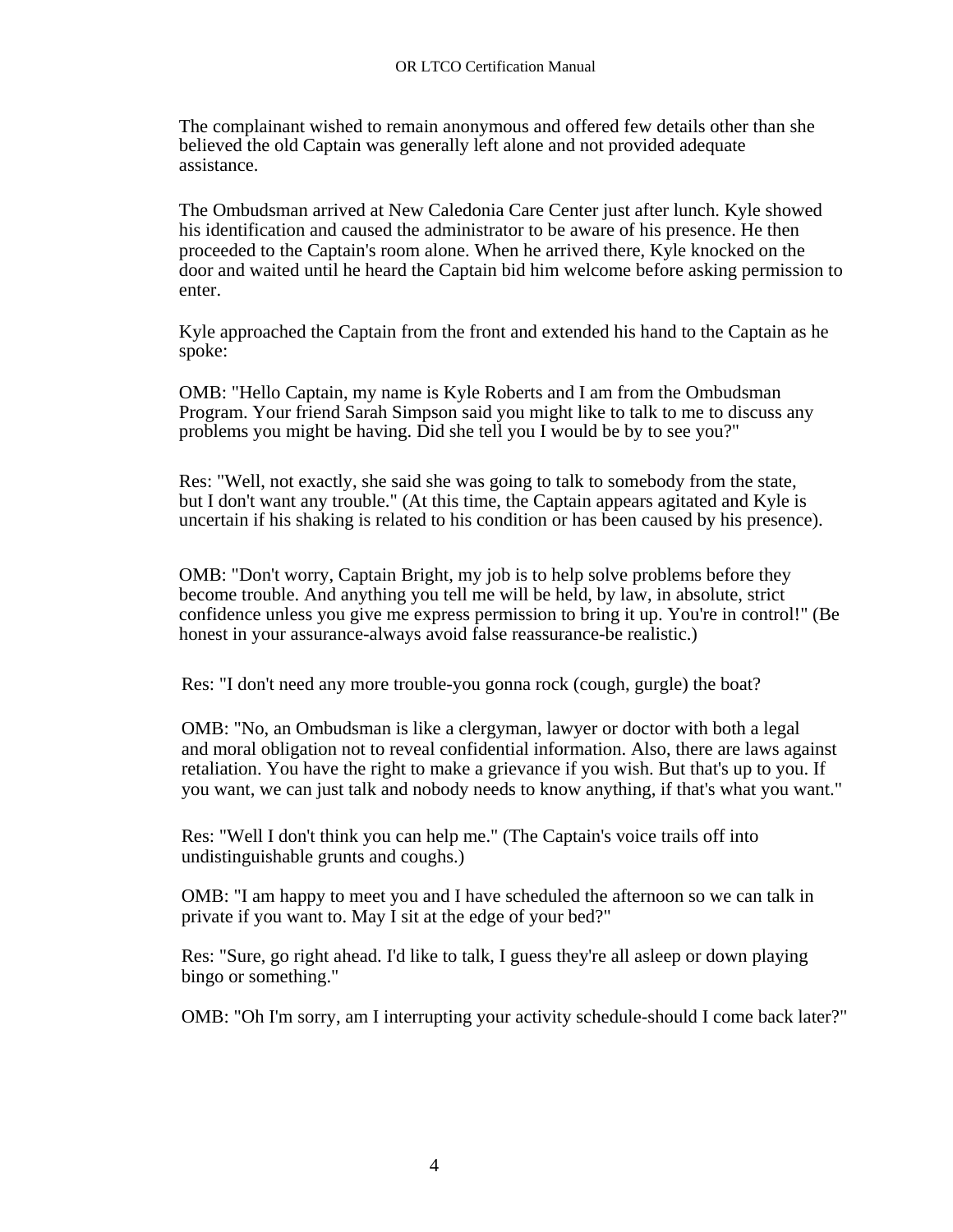The complainant wished to remain anonymous and offered few details other than she believed the old Captain was generally left alone and not provided adequate assistance.

The Ombudsman arrived at New Caledonia Care Center just after lunch. Kyle showed his identification and caused the administrator to be aware of his presence. He then proceeded to the Captain's room alone. When he arrived there, Kyle knocked on the door and waited until he heard the Captain bid him welcome before asking permission to enter.

Kyle approached the Captain from the front and extended his hand to the Captain as he spoke:

OMB: "Hello Captain, my name is Kyle Roberts and I am from the Ombudsman Program. Your friend Sarah Simpson said you might like to talk to me to discuss any problems you might be having. Did she tell you I would be by to see you?"

Res: "Well, not exactly, she said she was going to talk to somebody from the state, but I don't want any trouble." (At this time, the Captain appears agitated and Kyle is uncertain if his shaking is related to his condition or has been caused by his presence).

OMB: "Don't worry, Captain Bright, my job is to help solve problems before they become trouble. And anything you tell me will be held, by law, in absolute, strict confidence unless you give me express permission to bring it up. You're in control!" (Be honest in your assurance-always avoid false reassurance-be realistic.)

Res: "I don't need any more trouble-you gonna rock (cough, gurgle) the boat?

OMB: "No, an Ombudsman is like a clergyman, lawyer or doctor with both a legal and moral obligation not to reveal confidential information. Also, there are laws against retaliation. You have the right to make a grievance if you wish. But that's up to you. If you want, we can just talk and nobody needs to know anything, if that's what you want."

Res: "Well I don't think you can help me." (The Captain's voice trails off into undistinguishable grunts and coughs.)

OMB: "I am happy to meet you and I have scheduled the afternoon so we can talk in private if you want to. May I sit at the edge of your bed?"

Res: "Sure, go right ahead. I'd like to talk, I guess they're all asleep or down playing bingo or something."

OMB: "Oh I'm sorry, am I interrupting your activity schedule-should I come back later?"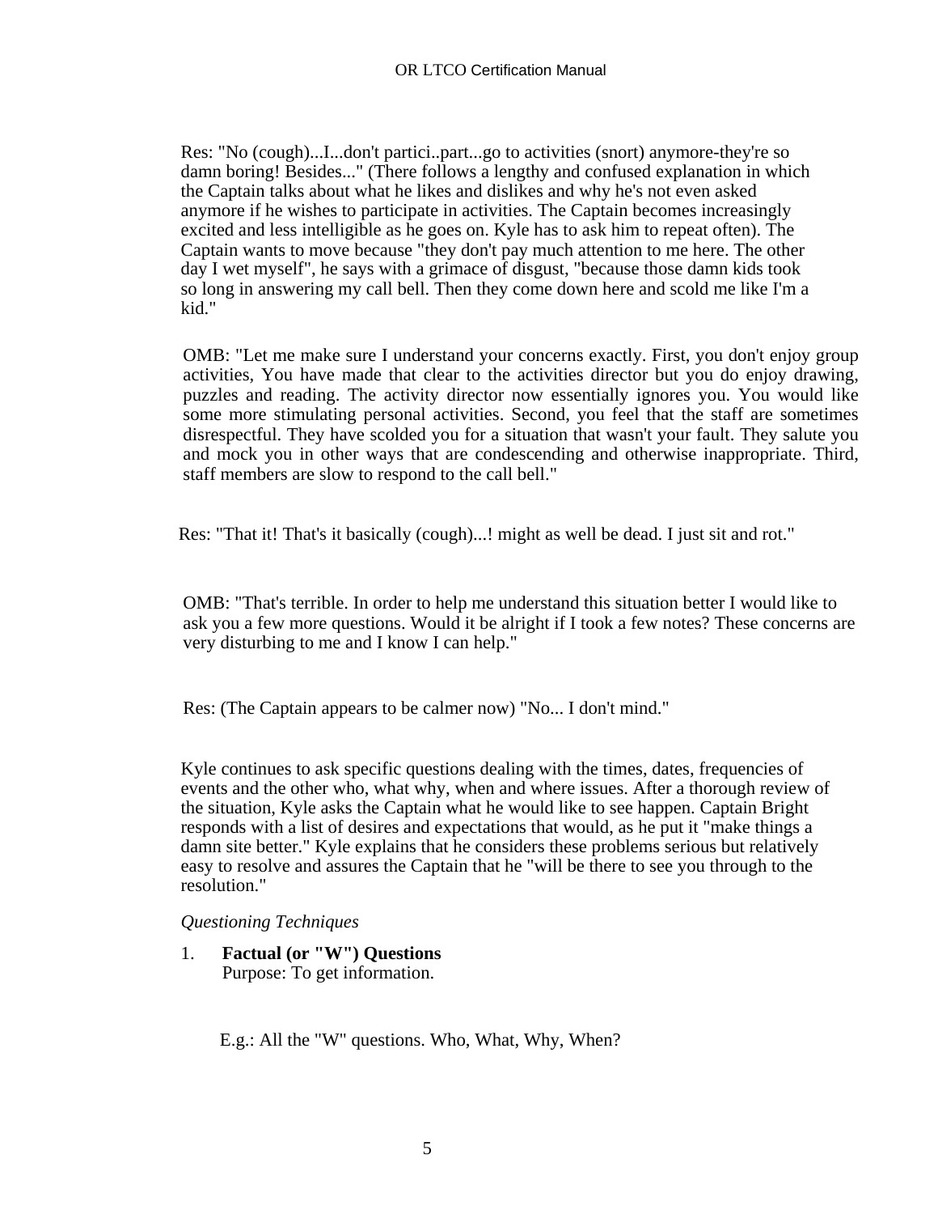Res: "No (cough)...I...don't partici..part...go to activities (snort) anymore-they're so damn boring! Besides..." (There follows a lengthy and confused explanation in which the Captain talks about what he likes and dislikes and why he's not even asked anymore if he wishes to participate in activities. The Captain becomes increasingly excited and less intelligible as he goes on. Kyle has to ask him to repeat often). The Captain wants to move because "they don't pay much attention to me here. The other day I wet myself", he says with a grimace of disgust, "because those damn kids took so long in answering my call bell. Then they come down here and scold me like I'm a kid."

OMB: "Let me make sure I understand your concerns exactly. First, you don't enjoy group activities, You have made that clear to the activities director but you do enjoy drawing, puzzles and reading. The activity director now essentially ignores you. You would like some more stimulating personal activities. Second, you feel that the staff are sometimes disrespectful. They have scolded you for a situation that wasn't your fault. They salute you and mock you in other ways that are condescending and otherwise inappropriate. Third, staff members are slow to respond to the call bell."

Res: "That it! That's it basically (cough)...! might as well be dead. I just sit and rot."

OMB: "That's terrible. In order to help me understand this situation better I would like to ask you a few more questions. Would it be alright if I took a few notes? These concerns are very disturbing to me and I know I can help."

Res: (The Captain appears to be calmer now) "No... I don't mind."

Kyle continues to ask specific questions dealing with the times, dates, frequencies of events and the other who, what why, when and where issues. After a thorough review of the situation, Kyle asks the Captain what he would like to see happen. Captain Bright responds with a list of desires and expectations that would, as he put it "make things a damn site better." Kyle explains that he considers these problems serious but relatively easy to resolve and assures the Captain that he "will be there to see you through to the resolution."

*Questioning Techniques*

1. **Factual (or "W") Questions**
   Purpose: To get information.

   E.g.: All the "W" questions. Who, What, Why, When?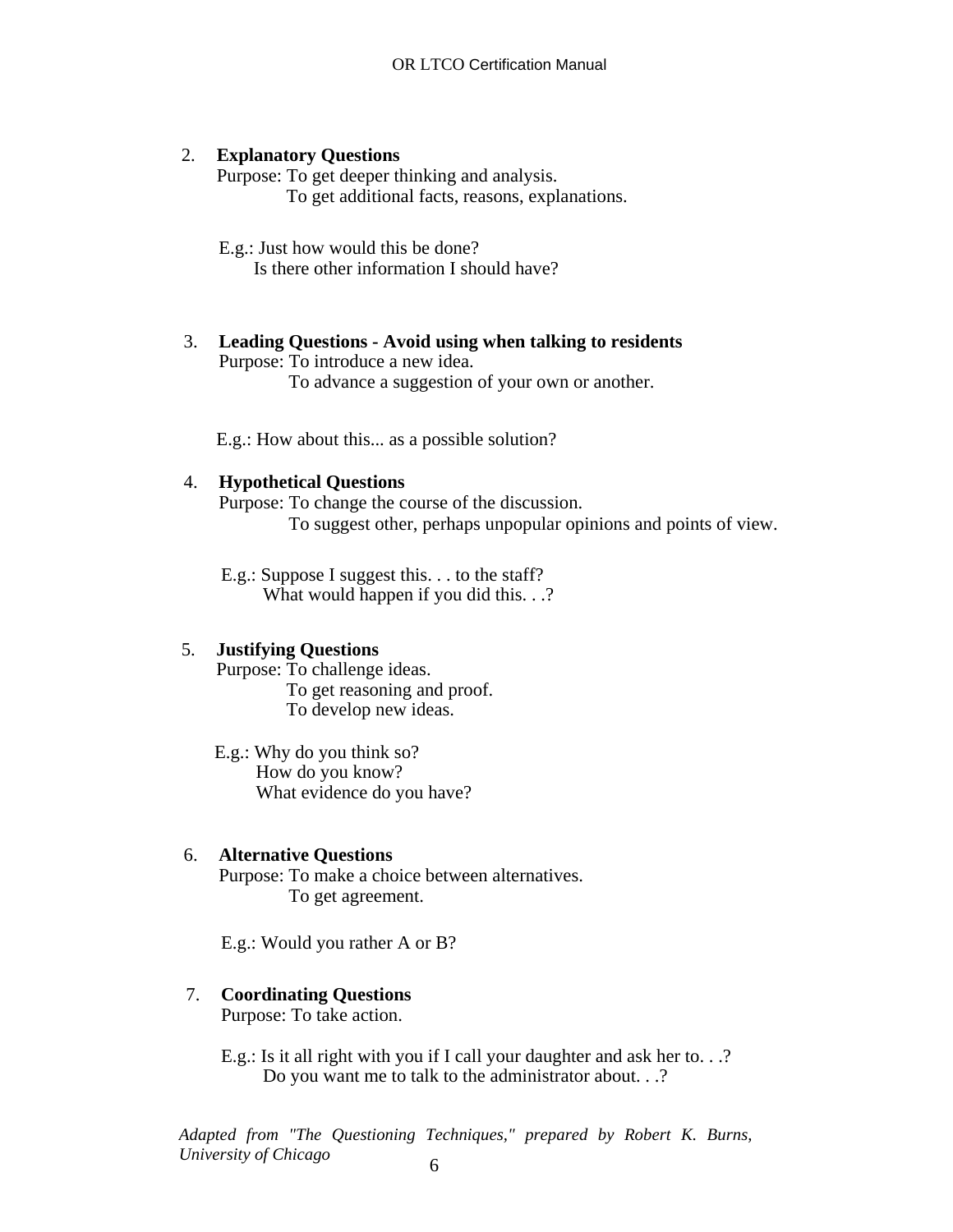2. **Explanatory Questions**
   Purpose: To get deeper thinking and analysis.
   To get additional facts, reasons, explanations.

   E.g.: Just how would this be done?
   Is there other information I should have?

3. **Leading Questions - Avoid using when talking to residents**
   Purpose: To introduce a new idea.
   To advance a suggestion of your own or another.

   E.g.: How about this... as a possible solution?

4. **Hypothetical Questions**
   Purpose: To change the course of the discussion.
   To suggest other, perhaps unpopular opinions and points of view.

   E.g.: Suppose I suggest this. . . to the staff?
   What would happen if you did this. . .?

5. **Justifying Questions**
   Purpose: To challenge ideas.
   To get reasoning and proof.
   To develop new ideas.

   E.g.: Why do you think so?
   How do you know?
   What evidence do you have?

6. **Alternative Questions**
   Purpose: To make a choice between alternatives.
   To get agreement.

   E.g.: Would you rather A or B?

7. **Coordinating Questions**
   Purpose: To take action.

   E.g.: Is it all right with you if I call your daughter and ask her to. . .?
   Do you want me to talk to the administrator about. . .?

*Adapted from "The Questioning Techniques," prepared by Robert K. Burns, University of Chicago*